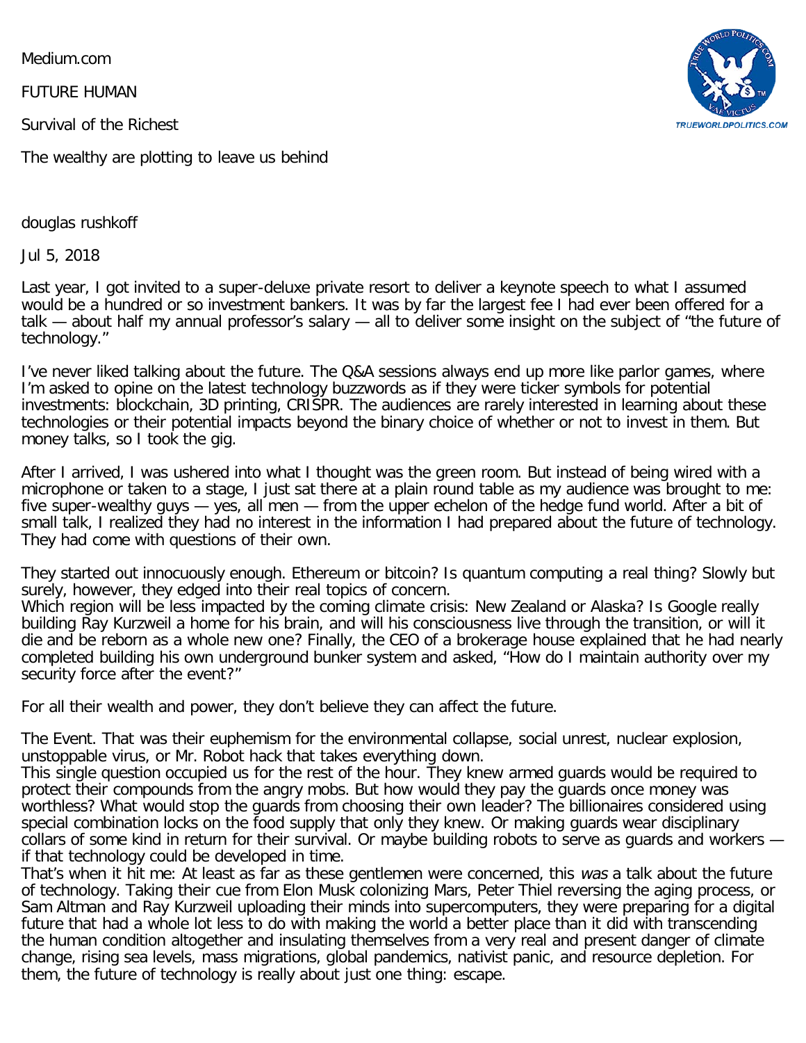Medium.com

FUTURE HUMAN

# Survival of the Richest

## The wealthy are plotting to leave us behind

douglas rushkoff

Jul 5, 2018

Last year, I got invited to a super-deluxe private resort to deliver a keynote speech to what I assumed would be a hundred or so investment bankers. It was by far the largest fee I had ever been offered for a talk — about half my annual professor's salary — all to deliver some insight on the subject of "the future of technology."

I've never liked talking about the future. The Q&A sessions always end up more like parlor games, where I'm asked to opine on the latest technology buzzwords as if they were ticker symbols for potential investments: blockchain, 3D printing, CRISPR. The audiences are rarely interested in learning about these technologies or their potential impacts beyond the binary choice of whether or not to invest in them. But money talks, so I took the gig.

After I arrived, I was ushered into what I thought was the green room. But instead of being wired with a microphone or taken to a stage, I just sat there at a plain round table as my audience was brought to me: five super-wealthy guys — yes, all men — from the upper echelon of the hedge fund world. After a bit of small talk, I realized they had no interest in the information I had prepared about the future of technology. They had come with questions of their own.

They started out innocuously enough. Ethereum or bitcoin? Is quantum computing a real thing? Slowly but surely, however, they edged into their real topics of concern.

Which region will be less impacted by the coming climate crisis: New Zealand or Alaska? Is Google really building Ray Kurzweil a home for his brain, and will his consciousness live through the transition, or will it die and be reborn as a whole new one? Finally, the CEO of a brokerage house explained that he had nearly completed building his own underground bunker system and asked, "How do I maintain authority over my security force after the event?"

For all their wealth and power, they don't believe they can affect the future.

The Event. That was their euphemism for the environmental collapse, social unrest, nuclear explosion, unstoppable virus, or Mr. Robot hack that takes everything down.

This single question occupied us for the rest of the hour. They knew armed guards would be required to protect their compounds from the angry mobs. But how would they pay the guards once money was worthless? What would stop the guards from choosing their own leader? The billionaires considered using special combination locks on the food supply that only they knew. Or making guards wear disciplinary collars of some kind in return for their survival. Or maybe building robots to serve as guards and workers — if that technology could be developed in time.

That's when it hit me: At least as far as these gentlemen were concerned, this *was* a talk about the future of technology. Taking their cue from Elon Musk colonizing Mars, Peter Thiel reversing the aging process, or Sam Altman and Ray Kurzweil uploading their minds into supercomputers, they were preparing for a digital future that had a whole lot less to do with making the world a better place than it did with transcending the human condition altogether and insulating themselves from a very real and present danger of climate change, rising sea levels, mass migrations, global pandemics, nativist panic, and resource depletion. For them, the future of technology is really about just one thing: escape.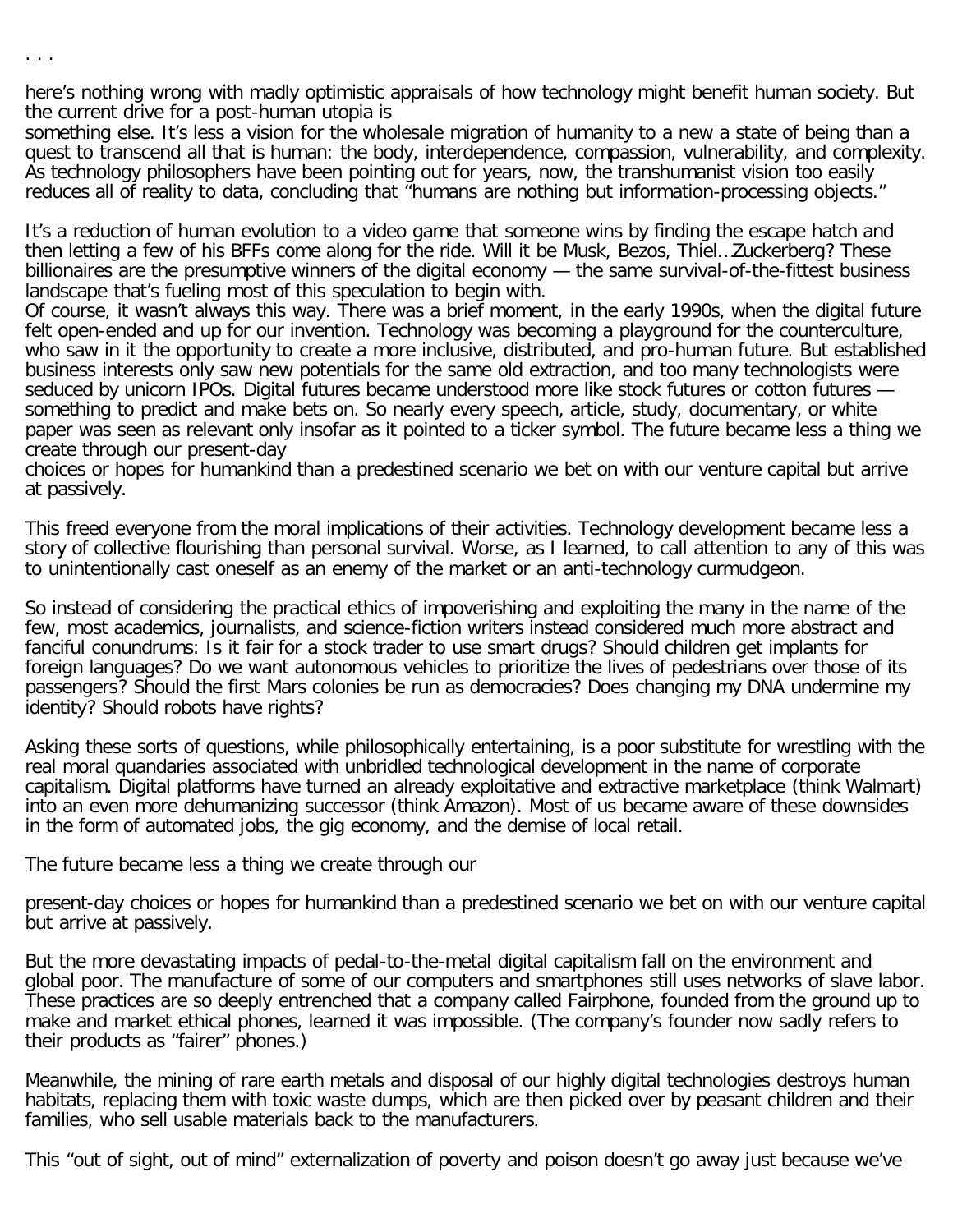. . .

here's nothing wrong with madly optimistic appraisals of how technology might benefit human society. But the current drive for a post-human utopia is something else. It's less a vision for the wholesale migration of humanity to a new a state of being than a quest to transcend all that is human: the body, interdependence, compassion, vulnerability, and complexity. As technology philosophers have been pointing out for years, now, the transhumanist vision too easily reduces all of reality to data, concluding that "humans are nothing but information-processing objects."

It's a reduction of human evolution to a video game that someone wins by finding the escape hatch and then letting a few of his BFFs come along for the ride. Will it be Musk, Bezos, Thiel…Zuckerberg? These billionaires are the presumptive winners of the digital economy — the same survival-of-the-fittest business landscape that's fueling most of this speculation to begin with.

Of course, it wasn't always this way. There was a brief moment, in the early 1990s, when the digital future felt open-ended and up for our invention. Technology was becoming a playground for the counterculture, who saw in it the opportunity to create a more inclusive, distributed, and pro-human future. But established business interests only saw new potentials for the same old extraction, and too many technologists were seduced by unicorn IPOs. Digital futures became understood more like stock futures or cotton futures — something to predict and make bets on. So nearly every speech, article, study, documentary, or white paper was seen as relevant only insofar as it pointed to a ticker symbol. The future became less a thing we create through our present-day choices or hopes for humankind than a predestined scenario we bet on with our venture capital but arrive at passively.

This freed everyone from the moral implications of their activities. Technology development became less a story of collective flourishing than personal survival. Worse, as I learned, to call attention to any of this was to unintentionally cast oneself as an enemy of the market or an anti-technology curmudgeon.

So instead of considering the practical ethics of impoverishing and exploiting the many in the name of the few, most academics, journalists, and science-fiction writers instead considered much more abstract and fanciful conundrums: Is it fair for a stock trader to use smart drugs? Should children get implants for foreign languages? Do we want autonomous vehicles to prioritize the lives of pedestrians over those of its passengers? Should the first Mars colonies be run as democracies? Does changing my DNA undermine my identity? Should robots have rights?

Asking these sorts of questions, while philosophically entertaining, is a poor substitute for wrestling with the real moral quandaries associated with unbridled technological development in the name of corporate capitalism. Digital platforms have turned an already exploitative and extractive marketplace (think Walmart) into an even more dehumanizing successor (think Amazon). Most of us became aware of these downsides in the form of automated jobs, the gig economy, and the demise of local retail.

The future became less a thing we create through our

present-day choices or hopes for humankind than a predestined scenario we bet on with our venture capital but arrive at passively.

But the more devastating impacts of pedal-to-the-metal digital capitalism fall on the environment and global poor. The manufacture of some of our computers and smartphones still uses networks of slave labor. These practices are so deeply entrenched that a company called Fairphone, founded from the ground up to make and market ethical phones, learned it was impossible. (The company's founder now sadly refers to their products as "fairer" phones.)

Meanwhile, the mining of rare earth metals and disposal of our highly digital technologies destroys human habitats, replacing them with toxic waste dumps, which are then picked over by peasant children and their families, who sell usable materials back to the manufacturers.

This "out of sight, out of mind" externalization of poverty and poison doesn't go away just because we've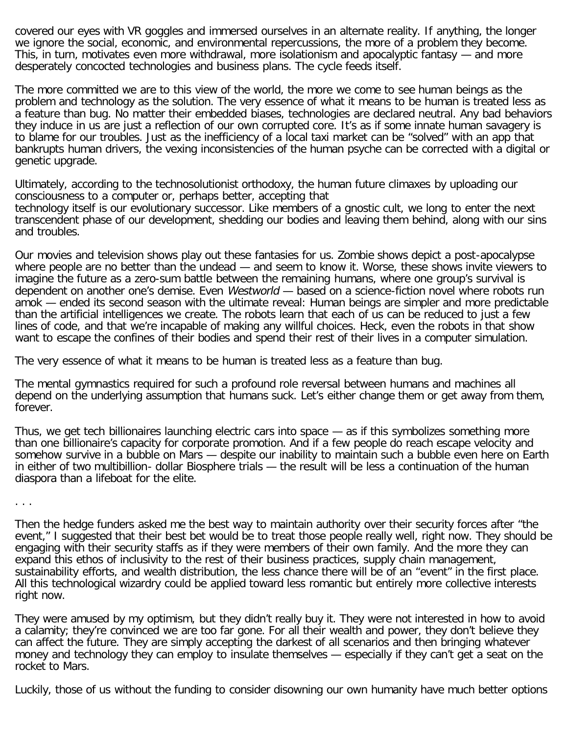covered our eyes with VR goggles and immersed ourselves in an alternate reality. If anything, the longer we ignore the social, economic, and environmental repercussions, the more of a problem they become. This, in turn, motivates even more withdrawal, more isolationism and apocalyptic fantasy — and more desperately concocted technologies and business plans. The cycle feeds itself.

The more committed we are to this view of the world, the more we come to see human beings as the problem and technology as the solution. The very essence of what it means to be human is treated less as a feature than bug. No matter their embedded biases, technologies are declared neutral. Any bad behaviors they induce in us are just a reflection of our own corrupted core. It's as if some innate human savagery is to blame for our troubles. Just as the inefficiency of a local taxi market can be "solved" with an app that bankrupts human drivers, the vexing inconsistencies of the human psyche can be corrected with a digital or genetic upgrade.

Ultimately, according to the technosolutionist orthodoxy, the human future climaxes by uploading our consciousness to a computer or, perhaps better, accepting that technology itself is our evolutionary successor. Like members of a gnostic cult, we long to enter the next transcendent phase of our development, shedding our bodies and leaving them behind, along with our sins and troubles.

Our movies and television shows play out these fantasies for us. Zombie shows depict a post-apocalypse where people are no better than the undead — and seem to know it. Worse, these shows invite viewers to imagine the future as a zero-sum battle between the remaining humans, where one group's survival is dependent on another one's demise. Even *Westworld* — based on a science-fiction novel where robots run amok — ended its second season with the ultimate reveal: Human beings are simpler and more predictable than the artificial intelligences we create. The robots learn that each of us can be reduced to just a few lines of code, and that we're incapable of making any willful choices. Heck, even the robots in that show want to escape the confines of their bodies and spend their rest of their lives in a computer simulation.

The very essence of what it means to be human is treated less as a feature than bug.

The mental gymnastics required for such a profound role reversal between humans and machines all depend on the underlying assumption that humans suck. Let's either change them or get away from them, forever.

Thus, we get tech billionaires launching electric cars into space — as if this symbolizes something more than one billionaire's capacity for corporate promotion. And if a few people do reach escape velocity and somehow survive in a bubble on Mars — despite our inability to maintain such a bubble even here on Earth in either of two multibillion- dollar Biosphere trials — the result will be less a continuation of the human diaspora than a lifeboat for the elite.

. . .

Then the hedge funders asked me the best way to maintain authority over their security forces after "the event," I suggested that their best bet would be to treat those people really well, right now. They should be engaging with their security staffs as if they were members of their own family. And the more they can expand this ethos of inclusivity to the rest of their business practices, supply chain management, sustainability efforts, and wealth distribution, the less chance there will be of an "event" in the first place. All this technological wizardry could be applied toward less romantic but entirely more collective interests right now.

They were amused by my optimism, but they didn't really buy it. They were not interested in how to avoid a calamity; they're convinced we are too far gone. For all their wealth and power, they don't believe they can affect the future. They are simply accepting the darkest of all scenarios and then bringing whatever money and technology they can employ to insulate themselves — especially if they can't get a seat on the rocket to Mars.

Luckily, those of us without the funding to consider disowning our own humanity have much better options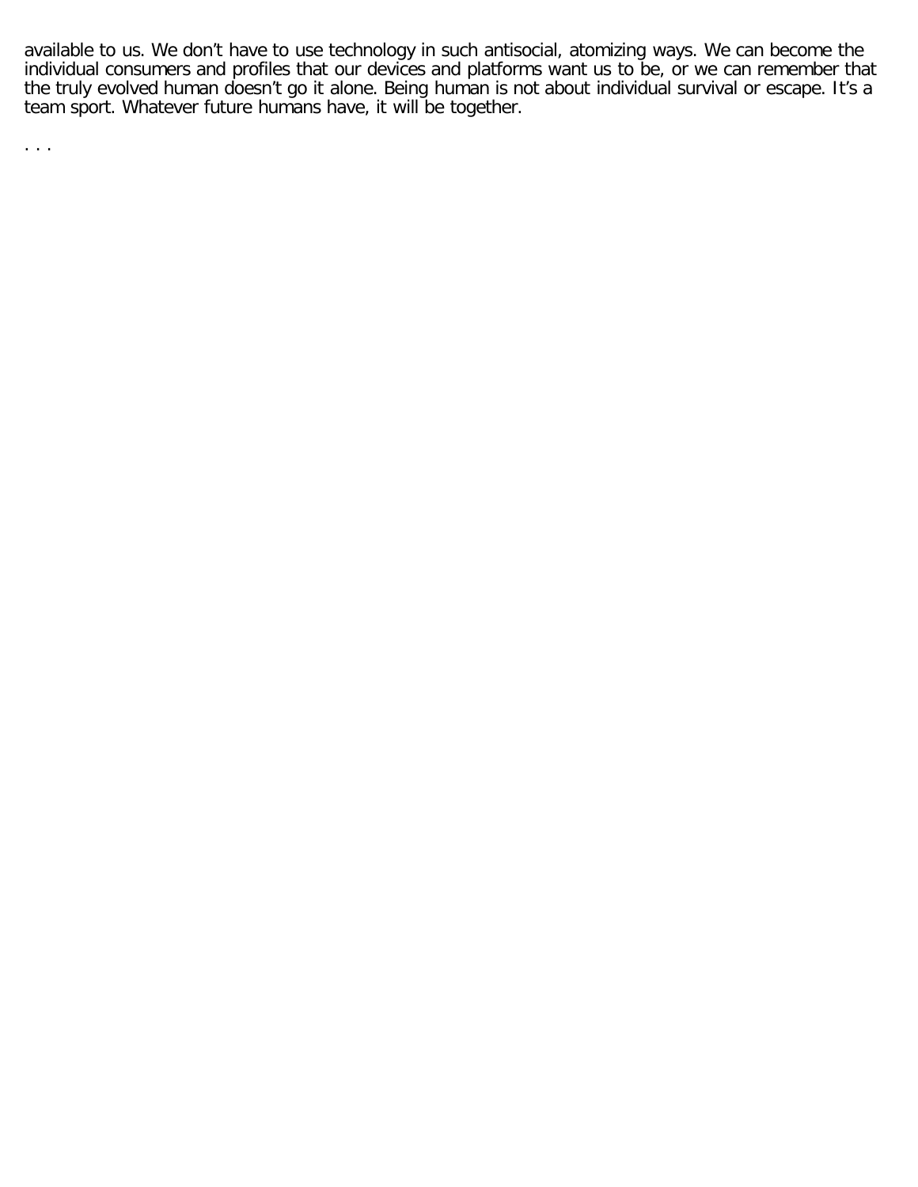available to us. We don’t have to use technology in such antisocial, atomizing ways. We can become the individual consumers and profiles that our devices and platforms want us to be, or we can remember that the truly evolved human doesn’t go it alone. Being human is not about individual survival or escape. It’s a team sport. Whatever future humans have, it will be together.

. . .